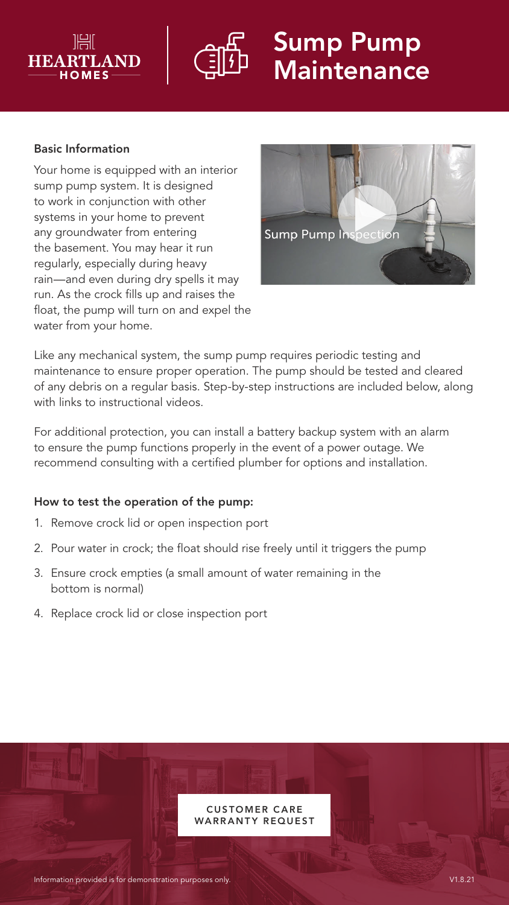# Sump Pump Maintenance

HEARTLAND HOMES

### Basic Information

Your home is equipped with an interior sump pump system. It is designed to work in conjunction with other systems in your home to prevent any groundwater from entering the basement. You may hear it run regularly, especially during heavy rain—and even during dry spells it may run. As the crock fills up and raises the float, the pump will turn on and expel the water from your home.

Sump Pump Inspection

Like any mechanical system, the sump pump requires periodic testing and maintenance to ensure proper operation. The pump should be tested and cleared of any debris on a regular basis. Step-by-step instructions are included below, along with links to instructional videos.

For additional protection, you can install a battery backup system with an alarm to ensure the pump functions properly in the event of a power outage. We recommend consulting with a certified plumber for options and installation.

### How to test the operation of the pump:

1. Remove crock lid or open inspection port
2. Pour water in crock; the float should rise freely until it triggers the pump
3. Ensure crock empties (a small amount of water remaining in the bottom is normal)
4. Replace crock lid or close inspection port

CUSTOMER CARE WARRANTY REQUEST

Information provided is for demonstration purposes only.

V1.8.21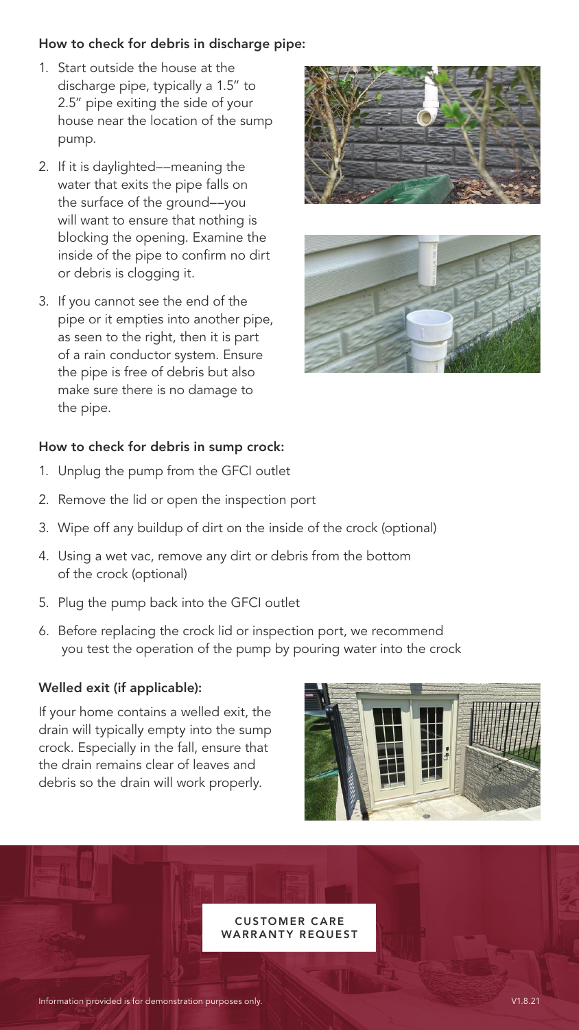### How to check for debris in discharge pipe:

1. Start outside the house at the discharge pipe, typically a 1.5" to 2.5" pipe exiting the side of your house near the location of the sump pump.
2. If it is daylighted––meaning the water that exits the pipe falls on the surface of the ground––you will want to ensure that nothing is blocking the opening. Examine the inside of the pipe to confirm no dirt or debris is clogging it.
3. If you cannot see the end of the pipe or it empties into another pipe, as seen to the right, then it is part of a rain conductor system. Ensure the pipe is free of debris but also make sure there is no damage to the pipe.

### How to check for debris in sump crock:

1. Unplug the pump from the GFCI outlet
2. Remove the lid or open the inspection port
3. Wipe off any buildup of dirt on the inside of the crock (optional)
4. Using a wet vac, remove any dirt or debris from the bottom of the crock (optional)
5. Plug the pump back into the GFCI outlet
6. Before replacing the crock lid or inspection port, we recommend you test the operation of the pump by pouring water into the crock

### Welled exit (if applicable):

If your home contains a welled exit, the drain will typically empty into the sump crock. Especially in the fall, ensure that the drain remains clear of leaves and debris so the drain will work properly.

CUSTOMER CARE WARRANTY REQUEST

Information provided is for demonstration purposes only.

V1.8.21